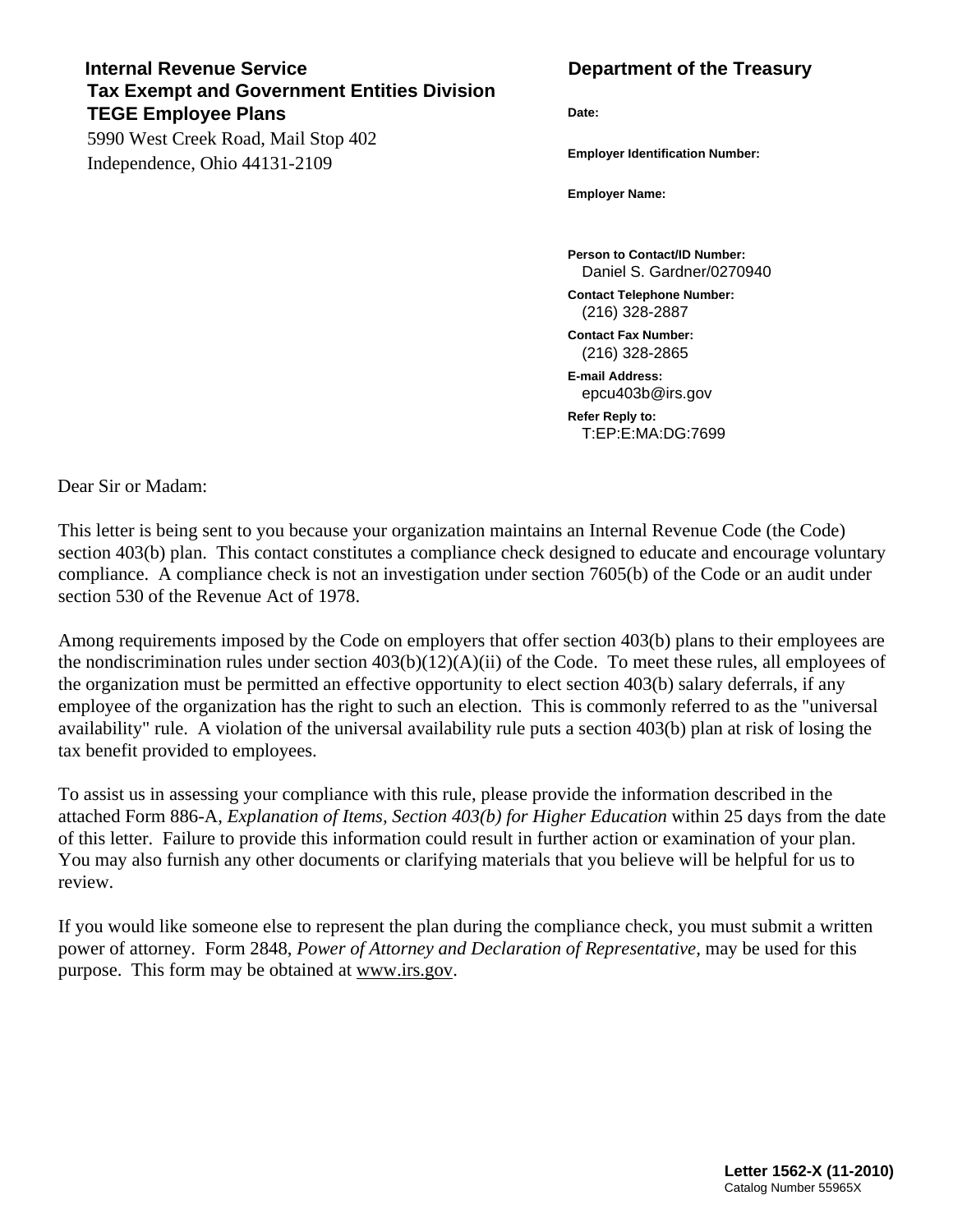**Internal Revenue Service**
**Tax Exempt and Government Entities Division**
**TEGE Employee Plans**
5990 West Creek Road, Mail Stop 402
Independence, Ohio 44131-2109

**Department of the Treasury**

**Date:**

**Employer Identification Number:**

**Employer Name:**

**Person to Contact/ID Number:**
Daniel S. Gardner/0270940

**Contact Telephone Number:**
(216) 328-2887

**Contact Fax Number:**
(216) 328-2865

**E-mail Address:**
epcu403b@irs.gov

**Refer Reply to:**
T:EP:E:MA:DG:7699

Dear Sir or Madam:

This letter is being sent to you because your organization maintains an Internal Revenue Code (the Code) section 403(b) plan. This contact constitutes a compliance check designed to educate and encourage voluntary compliance. A compliance check is not an investigation under section 7605(b) of the Code or an audit under section 530 of the Revenue Act of 1978.

Among requirements imposed by the Code on employers that offer section 403(b) plans to their employees are the nondiscrimination rules under section 403(b)(12)(A)(ii) of the Code. To meet these rules, all employees of the organization must be permitted an effective opportunity to elect section 403(b) salary deferrals, if any employee of the organization has the right to such an election. This is commonly referred to as the "universal availability" rule. A violation of the universal availability rule puts a section 403(b) plan at risk of losing the tax benefit provided to employees.

To assist us in assessing your compliance with this rule, please provide the information described in the attached Form 886-A, *Explanation of Items, Section 403(b) for Higher Education* within 25 days from the date of this letter. Failure to provide this information could result in further action or examination of your plan. You may also furnish any other documents or clarifying materials that you believe will be helpful for us to review.

If you would like someone else to represent the plan during the compliance check, you must submit a written power of attorney. Form 2848, *Power of Attorney and Declaration of Representative,* may be used for this purpose. This form may be obtained at www.irs.gov.

**Letter 1562-X (11-2010)**
Catalog Number 55965X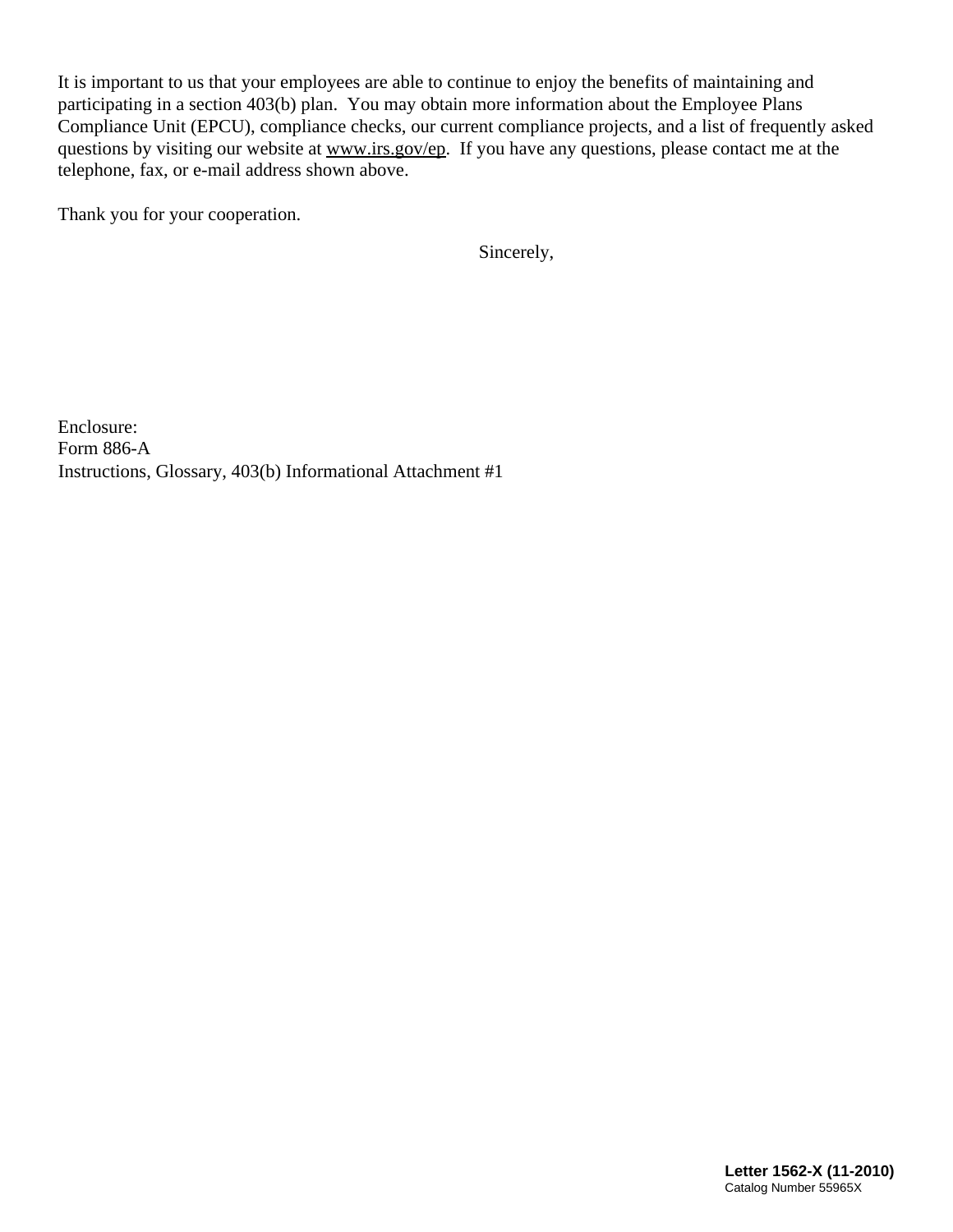It is important to us that your employees are able to continue to enjoy the benefits of maintaining and participating in a section 403(b) plan. You may obtain more information about the Employee Plans Compliance Unit (EPCU), compliance checks, our current compliance projects, and a list of frequently asked questions by visiting our website at www.irs.gov/ep. If you have any questions, please contact me at the telephone, fax, or e-mail address shown above.

Thank you for your cooperation.

Sincerely,

Enclosure:
Form 886-A
Instructions, Glossary, 403(b) Informational Attachment #1

**Letter 1562-X (11-2010)**
Catalog Number 55965X